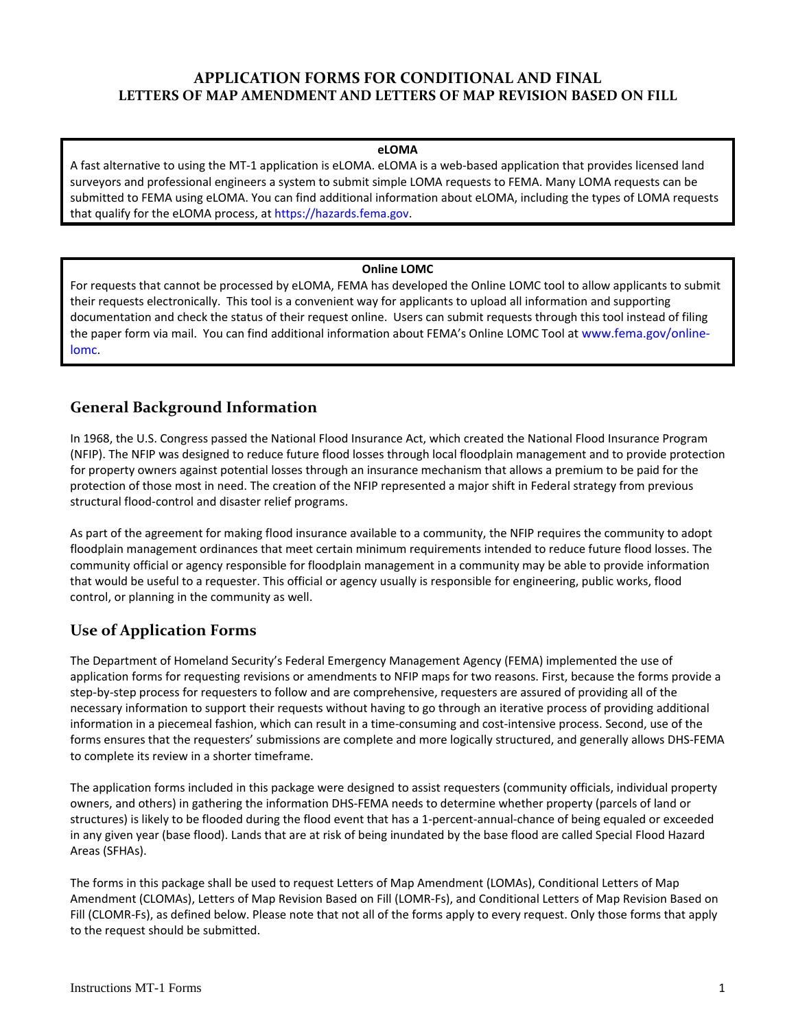# APPLICATION FORMS FOR CONDITIONAL AND FINAL
## LETTERS OF MAP AMENDMENT AND LETTERS OF MAP REVISION BASED ON FILL

**eLOMA**

A fast alternative to using the MT-1 application is eLOMA. eLOMA is a web-based application that provides licensed land surveyors and professional engineers a system to submit simple LOMA requests to FEMA. Many LOMA requests can be submitted to FEMA using eLOMA. You can find additional information about eLOMA, including the types of LOMA requests that qualify for the eLOMA process, at https://hazards.fema.gov.

**Online LOMC**

For requests that cannot be processed by eLOMA, FEMA has developed the Online LOMC tool to allow applicants to submit their requests electronically. This tool is a convenient way for applicants to upload all information and supporting documentation and check the status of their request online. Users can submit requests through this tool instead of filing the paper form via mail. You can find additional information about FEMA's Online LOMC Tool at www.fema.gov/online-lomc.

## General Background Information

In 1968, the U.S. Congress passed the National Flood Insurance Act, which created the National Flood Insurance Program (NFIP). The NFIP was designed to reduce future flood losses through local floodplain management and to provide protection for property owners against potential losses through an insurance mechanism that allows a premium to be paid for the protection of those most in need. The creation of the NFIP represented a major shift in Federal strategy from previous structural flood-control and disaster relief programs.

As part of the agreement for making flood insurance available to a community, the NFIP requires the community to adopt floodplain management ordinances that meet certain minimum requirements intended to reduce future flood losses. The community official or agency responsible for floodplain management in a community may be able to provide information that would be useful to a requester. This official or agency usually is responsible for engineering, public works, flood control, or planning in the community as well.

## Use of Application Forms

The Department of Homeland Security's Federal Emergency Management Agency (FEMA) implemented the use of application forms for requesting revisions or amendments to NFIP maps for two reasons. First, because the forms provide a step-by-step process for requesters to follow and are comprehensive, requesters are assured of providing all of the necessary information to support their requests without having to go through an iterative process of providing additional information in a piecemeal fashion, which can result in a time-consuming and cost-intensive process. Second, use of the forms ensures that the requesters' submissions are complete and more logically structured, and generally allows DHS-FEMA to complete its review in a shorter timeframe.

The application forms included in this package were designed to assist requesters (community officials, individual property owners, and others) in gathering the information DHS-FEMA needs to determine whether property (parcels of land or structures) is likely to be flooded during the flood event that has a 1-percent-annual-chance of being equaled or exceeded in any given year (base flood). Lands that are at risk of being inundated by the base flood are called Special Flood Hazard Areas (SFHAs).

The forms in this package shall be used to request Letters of Map Amendment (LOMAs), Conditional Letters of Map Amendment (CLOMAs), Letters of Map Revision Based on Fill (LOMR-Fs), and Conditional Letters of Map Revision Based on Fill (CLOMR-Fs), as defined below. Please note that not all of the forms apply to every request. Only those forms that apply to the request should be submitted.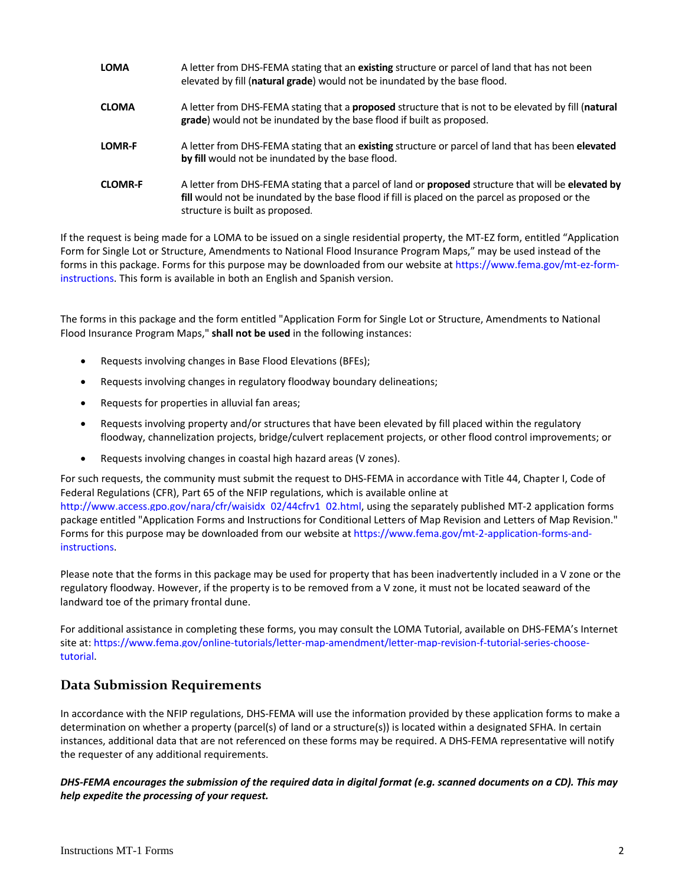| | |
|---|---|
| **LOMA** | A letter from DHS-FEMA stating that an **existing** structure or parcel of land that has not been elevated by fill (**natural grade**) would not be inundated by the base flood. |
| **CLOMA** | A letter from DHS-FEMA stating that a **proposed** structure that is not to be elevated by fill (**natural grade**) would not be inundated by the base flood if built as proposed. |
| **LOMR-F** | A letter from DHS-FEMA stating that an **existing** structure or parcel of land that has been **elevated by fill** would not be inundated by the base flood. |
| **CLOMR-F** | A letter from DHS-FEMA stating that a parcel of land or **proposed** structure that will be **elevated by fill** would not be inundated by the base flood if fill is placed on the parcel as proposed or the structure is built as proposed. |

If the request is being made for a LOMA to be issued on a single residential property, the MT-EZ form, entitled "Application Form for Single Lot or Structure, Amendments to National Flood Insurance Program Maps," may be used instead of the forms in this package. Forms for this purpose may be downloaded from our website at https://www.fema.gov/mt-ez-form-instructions. This form is available in both an English and Spanish version.

The forms in this package and the form entitled "Application Form for Single Lot or Structure, Amendments to National Flood Insurance Program Maps," **shall not be used** in the following instances:

- Requests involving changes in Base Flood Elevations (BFEs);
- Requests involving changes in regulatory floodway boundary delineations;
- Requests for properties in alluvial fan areas;
- Requests involving property and/or structures that have been elevated by fill placed within the regulatory floodway, channelization projects, bridge/culvert replacement projects, or other flood control improvements; or
- Requests involving changes in coastal high hazard areas (V zones).

For such requests, the community must submit the request to DHS-FEMA in accordance with Title 44, Chapter I, Code of Federal Regulations (CFR), Part 65 of the NFIP regulations, which is available online at http://www.access.gpo.gov/nara/cfr/waisidx_02/44cfrv1_02.html, using the separately published MT-2 application forms package entitled "Application Forms and Instructions for Conditional Letters of Map Revision and Letters of Map Revision." Forms for this purpose may be downloaded from our website at https://www.fema.gov/mt-2-application-forms-and-instructions.

Please note that the forms in this package may be used for property that has been inadvertently included in a V zone or the regulatory floodway. However, if the property is to be removed from a V zone, it must not be located seaward of the landward toe of the primary frontal dune.

For additional assistance in completing these forms, you may consult the LOMA Tutorial, available on DHS-FEMA's Internet site at: https://www.fema.gov/online-tutorials/letter-map-amendment/letter-map-revision-f-tutorial-series-choose-tutorial.

## Data Submission Requirements

In accordance with the NFIP regulations, DHS-FEMA will use the information provided by these application forms to make a determination on whether a property (parcel(s) of land or a structure(s)) is located within a designated SFHA. In certain instances, additional data that are not referenced on these forms may be required. A DHS-FEMA representative will notify the requester of any additional requirements.

***DHS-FEMA encourages the submission of the required data in digital format (e.g. scanned documents on a CD). This may help expedite the processing of your request.***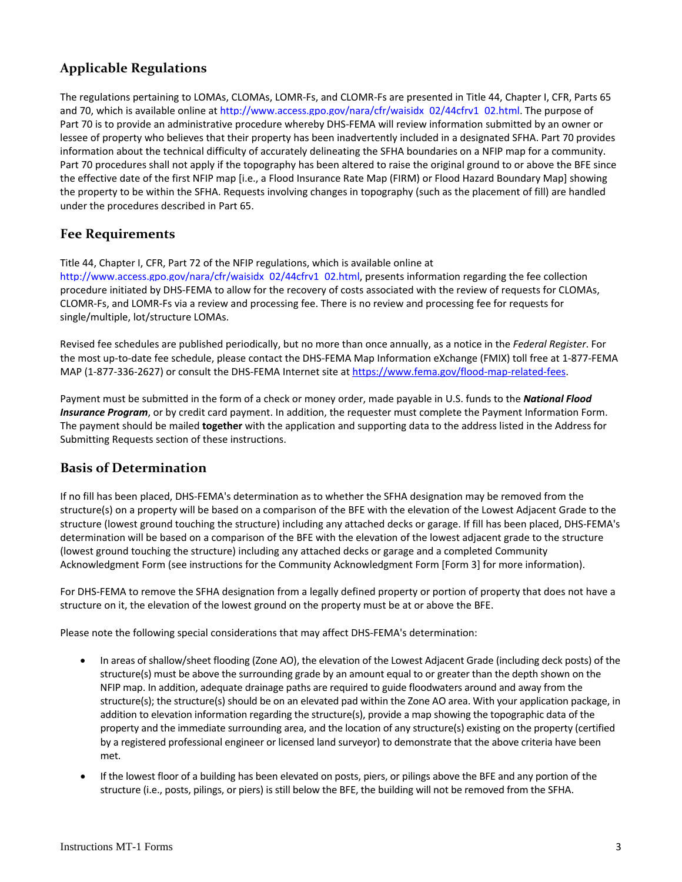## Applicable Regulations

The regulations pertaining to LOMAs, CLOMAs, LOMR-Fs, and CLOMR-Fs are presented in Title 44, Chapter I, CFR, Parts 65 and 70, which is available online at http://www.access.gpo.gov/nara/cfr/waisidx_02/44cfrv1_02.html. The purpose of Part 70 is to provide an administrative procedure whereby DHS-FEMA will review information submitted by an owner or lessee of property who believes that their property has been inadvertently included in a designated SFHA. Part 70 provides information about the technical difficulty of accurately delineating the SFHA boundaries on a NFIP map for a community. Part 70 procedures shall not apply if the topography has been altered to raise the original ground to or above the BFE since the effective date of the first NFIP map [i.e., a Flood Insurance Rate Map (FIRM) or Flood Hazard Boundary Map] showing the property to be within the SFHA. Requests involving changes in topography (such as the placement of fill) are handled under the procedures described in Part 65.

## Fee Requirements

Title 44, Chapter I, CFR, Part 72 of the NFIP regulations, which is available online at http://www.access.gpo.gov/nara/cfr/waisidx_02/44cfrv1_02.html, presents information regarding the fee collection procedure initiated by DHS-FEMA to allow for the recovery of costs associated with the review of requests for CLOMAs, CLOMR-Fs, and LOMR-Fs via a review and processing fee. There is no review and processing fee for requests for single/multiple, lot/structure LOMAs.

Revised fee schedules are published periodically, but no more than once annually, as a notice in the *Federal Register*. For the most up-to-date fee schedule, please contact the DHS-FEMA Map Information eXchange (FMIX) toll free at 1-877-FEMA MAP (1-877-336-2627) or consult the DHS-FEMA Internet site at https://www.fema.gov/flood-map-related-fees.

Payment must be submitted in the form of a check or money order, made payable in U.S. funds to the ***National Flood Insurance Program***, or by credit card payment. In addition, the requester must complete the Payment Information Form. The payment should be mailed **together** with the application and supporting data to the address listed in the Address for Submitting Requests section of these instructions.

## Basis of Determination

If no fill has been placed, DHS-FEMA's determination as to whether the SFHA designation may be removed from the structure(s) on a property will be based on a comparison of the BFE with the elevation of the Lowest Adjacent Grade to the structure (lowest ground touching the structure) including any attached decks or garage. If fill has been placed, DHS-FEMA's determination will be based on a comparison of the BFE with the elevation of the lowest adjacent grade to the structure (lowest ground touching the structure) including any attached decks or garage and a completed Community Acknowledgment Form (see instructions for the Community Acknowledgment Form [Form 3] for more information).

For DHS-FEMA to remove the SFHA designation from a legally defined property or portion of property that does not have a structure on it, the elevation of the lowest ground on the property must be at or above the BFE.

Please note the following special considerations that may affect DHS-FEMA's determination:

- In areas of shallow/sheet flooding (Zone AO), the elevation of the Lowest Adjacent Grade (including deck posts) of the structure(s) must be above the surrounding grade by an amount equal to or greater than the depth shown on the NFIP map. In addition, adequate drainage paths are required to guide floodwaters around and away from the structure(s); the structure(s) should be on an elevated pad within the Zone AO area. With your application package, in addition to elevation information regarding the structure(s), provide a map showing the topographic data of the property and the immediate surrounding area, and the location of any structure(s) existing on the property (certified by a registered professional engineer or licensed land surveyor) to demonstrate that the above criteria have been met.
- If the lowest floor of a building has been elevated on posts, piers, or pilings above the BFE and any portion of the structure (i.e., posts, pilings, or piers) is still below the BFE, the building will not be removed from the SFHA.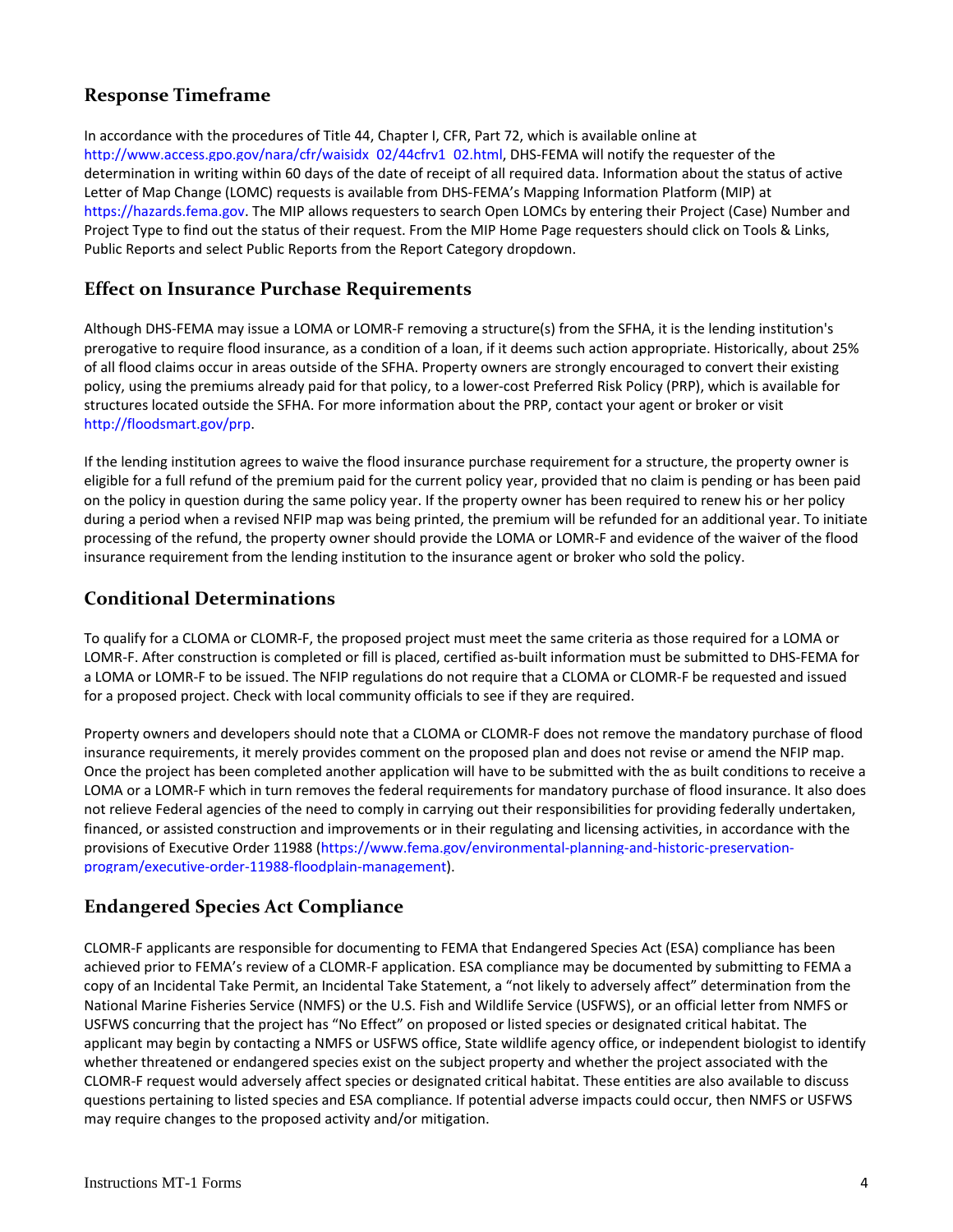## Response Timeframe

In accordance with the procedures of Title 44, Chapter I, CFR, Part 72, which is available online at http://www.access.gpo.gov/nara/cfr/waisidx_02/44cfrv1_02.html, DHS-FEMA will notify the requester of the determination in writing within 60 days of the date of receipt of all required data. Information about the status of active Letter of Map Change (LOMC) requests is available from DHS-FEMA's Mapping Information Platform (MIP) at https://hazards.fema.gov. The MIP allows requesters to search Open LOMCs by entering their Project (Case) Number and Project Type to find out the status of their request. From the MIP Home Page requesters should click on Tools & Links, Public Reports and select Public Reports from the Report Category dropdown.

## Effect on Insurance Purchase Requirements

Although DHS-FEMA may issue a LOMA or LOMR-F removing a structure(s) from the SFHA, it is the lending institution's prerogative to require flood insurance, as a condition of a loan, if it deems such action appropriate. Historically, about 25% of all flood claims occur in areas outside of the SFHA. Property owners are strongly encouraged to convert their existing policy, using the premiums already paid for that policy, to a lower-cost Preferred Risk Policy (PRP), which is available for structures located outside the SFHA. For more information about the PRP, contact your agent or broker or visit http://floodsmart.gov/prp.

If the lending institution agrees to waive the flood insurance purchase requirement for a structure, the property owner is eligible for a full refund of the premium paid for the current policy year, provided that no claim is pending or has been paid on the policy in question during the same policy year. If the property owner has been required to renew his or her policy during a period when a revised NFIP map was being printed, the premium will be refunded for an additional year. To initiate processing of the refund, the property owner should provide the LOMA or LOMR-F and evidence of the waiver of the flood insurance requirement from the lending institution to the insurance agent or broker who sold the policy.

## Conditional Determinations

To qualify for a CLOMA or CLOMR-F, the proposed project must meet the same criteria as those required for a LOMA or LOMR-F. After construction is completed or fill is placed, certified as-built information must be submitted to DHS-FEMA for a LOMA or LOMR-F to be issued. The NFIP regulations do not require that a CLOMA or CLOMR-F be requested and issued for a proposed project. Check with local community officials to see if they are required.

Property owners and developers should note that a CLOMA or CLOMR-F does not remove the mandatory purchase of flood insurance requirements, it merely provides comment on the proposed plan and does not revise or amend the NFIP map. Once the project has been completed another application will have to be submitted with the as built conditions to receive a LOMA or a LOMR-F which in turn removes the federal requirements for mandatory purchase of flood insurance. It also does not relieve Federal agencies of the need to comply in carrying out their responsibilities for providing federally undertaken, financed, or assisted construction and improvements or in their regulating and licensing activities, in accordance with the provisions of Executive Order 11988 (https://www.fema.gov/environmental-planning-and-historic-preservation-program/executive-order-11988-floodplain-management).

## Endangered Species Act Compliance

CLOMR-F applicants are responsible for documenting to FEMA that Endangered Species Act (ESA) compliance has been achieved prior to FEMA's review of a CLOMR-F application. ESA compliance may be documented by submitting to FEMA a copy of an Incidental Take Permit, an Incidental Take Statement, a "not likely to adversely affect" determination from the National Marine Fisheries Service (NMFS) or the U.S. Fish and Wildlife Service (USFWS), or an official letter from NMFS or USFWS concurring that the project has "No Effect" on proposed or listed species or designated critical habitat. The applicant may begin by contacting a NMFS or USFWS office, State wildlife agency office, or independent biologist to identify whether threatened or endangered species exist on the subject property and whether the project associated with the CLOMR-F request would adversely affect species or designated critical habitat. These entities are also available to discuss questions pertaining to listed species and ESA compliance. If potential adverse impacts could occur, then NMFS or USFWS may require changes to the proposed activity and/or mitigation.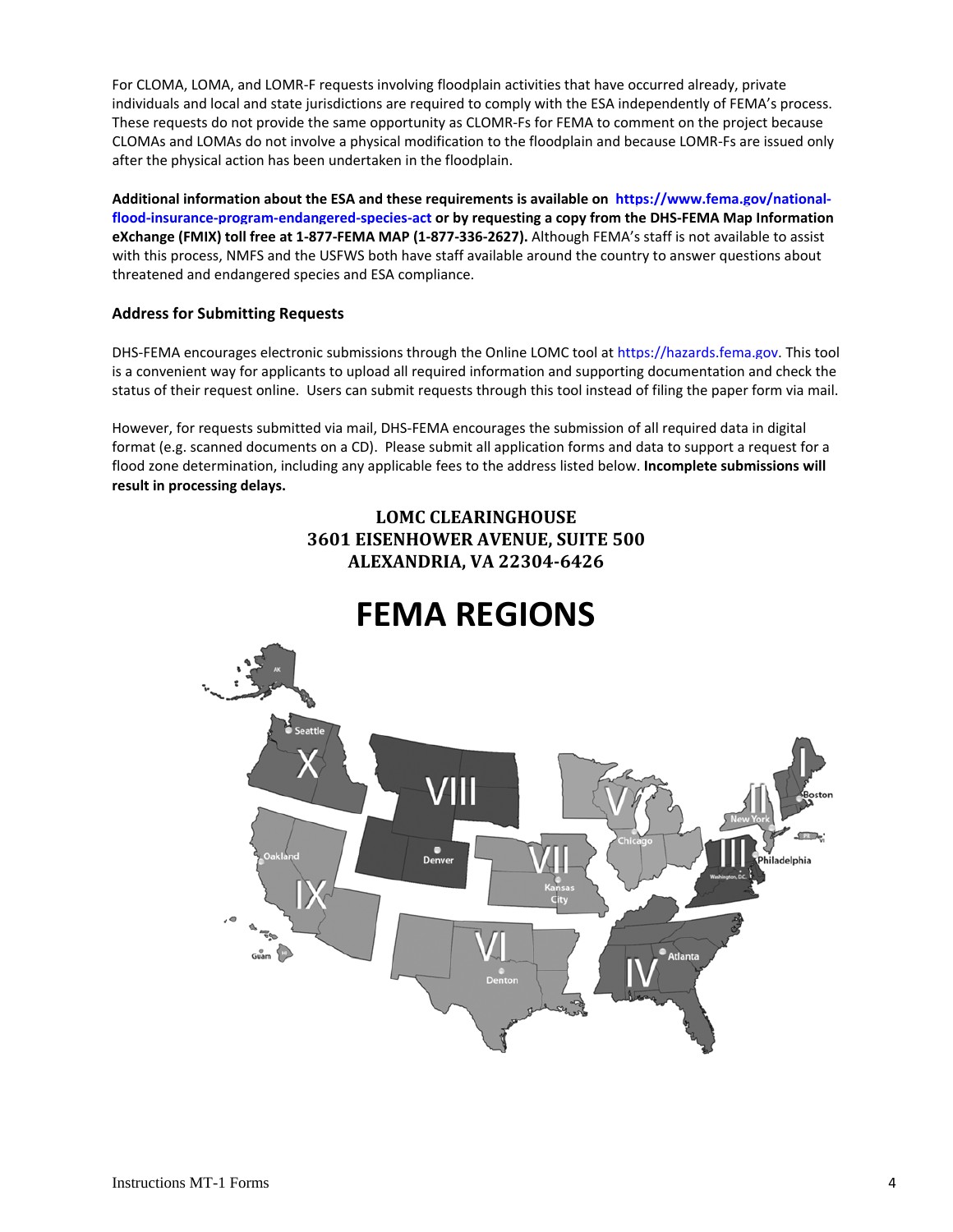For CLOMA, LOMA, and LOMR-F requests involving floodplain activities that have occurred already, private individuals and local and state jurisdictions are required to comply with the ESA independently of FEMA's process. These requests do not provide the same opportunity as CLOMR-Fs for FEMA to comment on the project because CLOMAs and LOMAs do not involve a physical modification to the floodplain and because LOMR-Fs are issued only after the physical action has been undertaken in the floodplain.

**Additional information about the ESA and these requirements is available on https://www.fema.gov/national-flood-insurance-program-endangered-species-act or by requesting a copy from the DHS-FEMA Map Information eXchange (FMIX) toll free at 1-877-FEMA MAP (1-877-336-2627).** Although FEMA's staff is not available to assist with this process, NMFS and the USFWS both have staff available around the country to answer questions about threatened and endangered species and ESA compliance.

### Address for Submitting Requests

DHS-FEMA encourages electronic submissions through the Online LOMC tool at https://hazards.fema.gov. This tool is a convenient way for applicants to upload all required information and supporting documentation and check the status of their request online. Users can submit requests through this tool instead of filing the paper form via mail.

However, for requests submitted via mail, DHS-FEMA encourages the submission of all required data in digital format (e.g. scanned documents on a CD). Please submit all application forms and data to support a request for a flood zone determination, including any applicable fees to the address listed below. **Incomplete submissions will result in processing delays.**

**LOMC CLEARINGHOUSE**
**3601 EISENHOWER AVENUE, SUITE 500**
**ALEXANDRIA, VA 22304-6426**

# FEMA REGIONS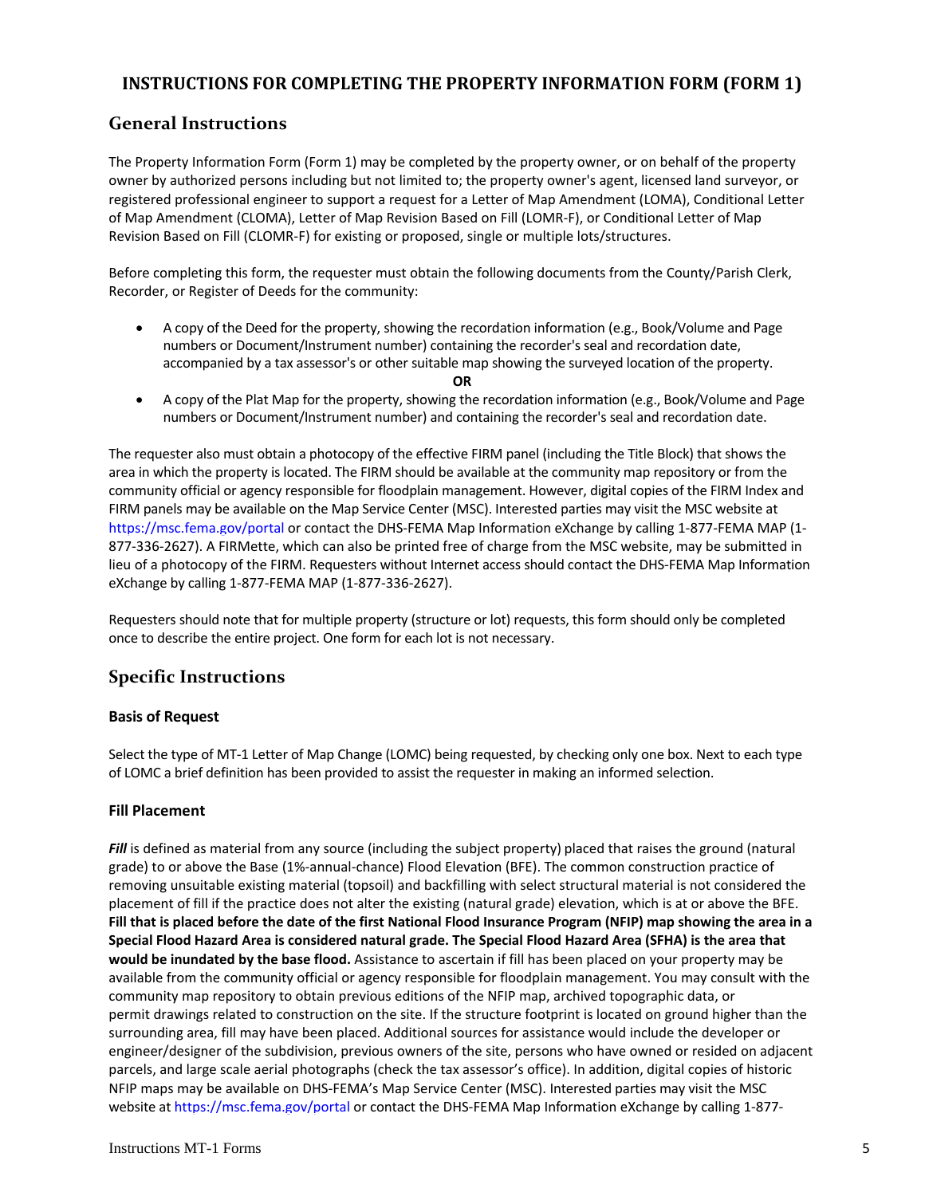# INSTRUCTIONS FOR COMPLETING THE PROPERTY INFORMATION FORM (FORM 1)

## General Instructions

The Property Information Form (Form 1) may be completed by the property owner, or on behalf of the property owner by authorized persons including but not limited to; the property owner's agent, licensed land surveyor, or registered professional engineer to support a request for a Letter of Map Amendment (LOMA), Conditional Letter of Map Amendment (CLOMA), Letter of Map Revision Based on Fill (LOMR-F), or Conditional Letter of Map Revision Based on Fill (CLOMR-F) for existing or proposed, single or multiple lots/structures.

Before completing this form, the requester must obtain the following documents from the County/Parish Clerk, Recorder, or Register of Deeds for the community:

- A copy of the Deed for the property, showing the recordation information (e.g., Book/Volume and Page numbers or Document/Instrument number) containing the recorder's seal and recordation date, accompanied by a tax assessor's or other suitable map showing the surveyed location of the property.

**OR**

- A copy of the Plat Map for the property, showing the recordation information (e.g., Book/Volume and Page numbers or Document/Instrument number) and containing the recorder's seal and recordation date.

The requester also must obtain a photocopy of the effective FIRM panel (including the Title Block) that shows the area in which the property is located. The FIRM should be available at the community map repository or from the community official or agency responsible for floodplain management. However, digital copies of the FIRM Index and FIRM panels may be available on the Map Service Center (MSC). Interested parties may visit the MSC website at https://msc.fema.gov/portal or contact the DHS-FEMA Map Information eXchange by calling 1-877-FEMA MAP (1-877-336-2627). A FIRMette, which can also be printed free of charge from the MSC website, may be submitted in lieu of a photocopy of the FIRM. Requesters without Internet access should contact the DHS-FEMA Map Information eXchange by calling 1-877-FEMA MAP (1-877-336-2627).

Requesters should note that for multiple property (structure or lot) requests, this form should only be completed once to describe the entire project. One form for each lot is not necessary.

## Specific Instructions

### Basis of Request

Select the type of MT-1 Letter of Map Change (LOMC) being requested, by checking only one box. Next to each type of LOMC a brief definition has been provided to assist the requester in making an informed selection.

### Fill Placement

***Fill*** is defined as material from any source (including the subject property) placed that raises the ground (natural grade) to or above the Base (1%-annual-chance) Flood Elevation (BFE). The common construction practice of removing unsuitable existing material (topsoil) and backfilling with select structural material is not considered the placement of fill if the practice does not alter the existing (natural grade) elevation, which is at or above the BFE. **Fill that is placed before the date of the first National Flood Insurance Program (NFIP) map showing the area in a Special Flood Hazard Area is considered natural grade. The Special Flood Hazard Area (SFHA) is the area that would be inundated by the base flood.** Assistance to ascertain if fill has been placed on your property may be available from the community official or agency responsible for floodplain management. You may consult with the community map repository to obtain previous editions of the NFIP map, archived topographic data, or permit drawings related to construction on the site. If the structure footprint is located on ground higher than the surrounding area, fill may have been placed. Additional sources for assistance would include the developer or engineer/designer of the subdivision, previous owners of the site, persons who have owned or resided on adjacent parcels, and large scale aerial photographs (check the tax assessor's office). In addition, digital copies of historic NFIP maps may be available on DHS-FEMA's Map Service Center (MSC). Interested parties may visit the MSC website at https://msc.fema.gov/portal or contact the DHS-FEMA Map Information eXchange by calling 1-877-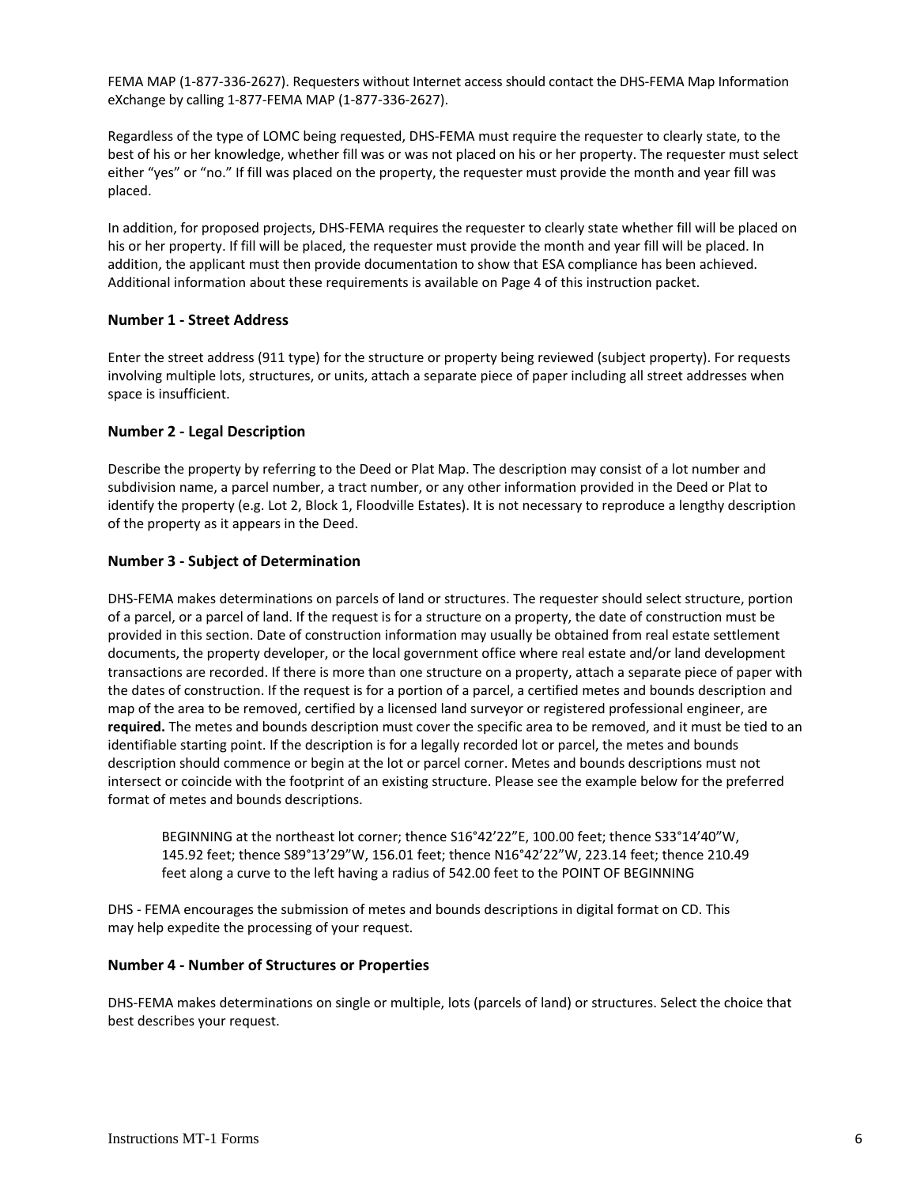FEMA MAP (1-877-336-2627). Requesters without Internet access should contact the DHS-FEMA Map Information eXchange by calling 1-877-FEMA MAP (1-877-336-2627).

Regardless of the type of LOMC being requested, DHS-FEMA must require the requester to clearly state, to the best of his or her knowledge, whether fill was or was not placed on his or her property. The requester must select either “yes” or “no.” If fill was placed on the property, the requester must provide the month and year fill was placed.

In addition, for proposed projects, DHS-FEMA requires the requester to clearly state whether fill will be placed on his or her property. If fill will be placed, the requester must provide the month and year fill will be placed. In addition, the applicant must then provide documentation to show that ESA compliance has been achieved. Additional information about these requirements is available on Page 4 of this instruction packet.

### Number 1 - Street Address

Enter the street address (911 type) for the structure or property being reviewed (subject property). For requests involving multiple lots, structures, or units, attach a separate piece of paper including all street addresses when space is insufficient.

### Number 2 - Legal Description

Describe the property by referring to the Deed or Plat Map. The description may consist of a lot number and subdivision name, a parcel number, a tract number, or any other information provided in the Deed or Plat to identify the property (e.g. Lot 2, Block 1, Floodville Estates). It is not necessary to reproduce a lengthy description of the property as it appears in the Deed.

### Number 3 - Subject of Determination

DHS-FEMA makes determinations on parcels of land or structures. The requester should select structure, portion of a parcel, or a parcel of land. If the request is for a structure on a property, the date of construction must be provided in this section. Date of construction information may usually be obtained from real estate settlement documents, the property developer, or the local government office where real estate and/or land development transactions are recorded. If there is more than one structure on a property, attach a separate piece of paper with the dates of construction. If the request is for a portion of a parcel, a certified metes and bounds description and map of the area to be removed, certified by a licensed land surveyor or registered professional engineer, are **required.** The metes and bounds description must cover the specific area to be removed, and it must be tied to an identifiable starting point. If the description is for a legally recorded lot or parcel, the metes and bounds description should commence or begin at the lot or parcel corner. Metes and bounds descriptions must not intersect or coincide with the footprint of an existing structure. Please see the example below for the preferred format of metes and bounds descriptions.

> BEGINNING at the northeast lot corner; thence S16°42’22”E, 100.00 feet; thence S33°14’40”W, 145.92 feet; thence S89°13’29”W, 156.01 feet; thence N16°42’22”W, 223.14 feet; thence 210.49 feet along a curve to the left having a radius of 542.00 feet to the POINT OF BEGINNING

DHS - FEMA encourages the submission of metes and bounds descriptions in digital format on CD. This may help expedite the processing of your request.

### Number 4 - Number of Structures or Properties

DHS-FEMA makes determinations on single or multiple, lots (parcels of land) or structures. Select the choice that best describes your request.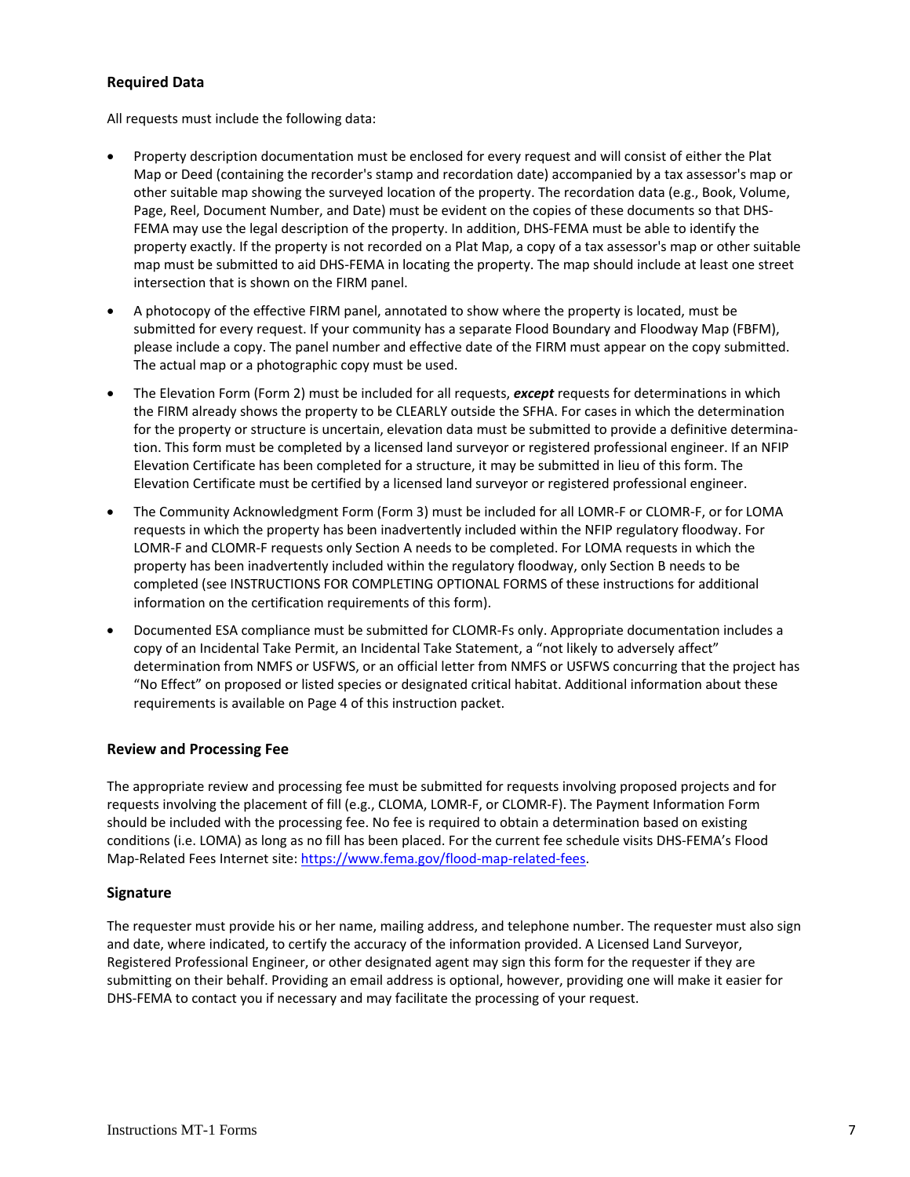### Required Data

All requests must include the following data:

- Property description documentation must be enclosed for every request and will consist of either the Plat Map or Deed (containing the recorder's stamp and recordation date) accompanied by a tax assessor's map or other suitable map showing the surveyed location of the property. The recordation data (e.g., Book, Volume, Page, Reel, Document Number, and Date) must be evident on the copies of these documents so that DHS-FEMA may use the legal description of the property. In addition, DHS-FEMA must be able to identify the property exactly. If the property is not recorded on a Plat Map, a copy of a tax assessor's map or other suitable map must be submitted to aid DHS-FEMA in locating the property. The map should include at least one street intersection that is shown on the FIRM panel.
- A photocopy of the effective FIRM panel, annotated to show where the property is located, must be submitted for every request. If your community has a separate Flood Boundary and Floodway Map (FBFM), please include a copy. The panel number and effective date of the FIRM must appear on the copy submitted. The actual map or a photographic copy must be used.
- The Elevation Form (Form 2) must be included for all requests, ***except*** requests for determinations in which the FIRM already shows the property to be CLEARLY outside the SFHA. For cases in which the determination for the property or structure is uncertain, elevation data must be submitted to provide a definitive determination. This form must be completed by a licensed land surveyor or registered professional engineer. If an NFIP Elevation Certificate has been completed for a structure, it may be submitted in lieu of this form. The Elevation Certificate must be certified by a licensed land surveyor or registered professional engineer.
- The Community Acknowledgment Form (Form 3) must be included for all LOMR-F or CLOMR-F, or for LOMA requests in which the property has been inadvertently included within the NFIP regulatory floodway. For LOMR-F and CLOMR-F requests only Section A needs to be completed. For LOMA requests in which the property has been inadvertently included within the regulatory floodway, only Section B needs to be completed (see INSTRUCTIONS FOR COMPLETING OPTIONAL FORMS of these instructions for additional information on the certification requirements of this form).
- Documented ESA compliance must be submitted for CLOMR-Fs only. Appropriate documentation includes a copy of an Incidental Take Permit, an Incidental Take Statement, a "not likely to adversely affect" determination from NMFS or USFWS, or an official letter from NMFS or USFWS concurring that the project has "No Effect" on proposed or listed species or designated critical habitat. Additional information about these requirements is available on Page 4 of this instruction packet.

### Review and Processing Fee

The appropriate review and processing fee must be submitted for requests involving proposed projects and for requests involving the placement of fill (e.g., CLOMA, LOMR-F, or CLOMR-F). The Payment Information Form should be included with the processing fee. No fee is required to obtain a determination based on existing conditions (i.e. LOMA) as long as no fill has been placed. For the current fee schedule visits DHS-FEMA's Flood Map-Related Fees Internet site: https://www.fema.gov/flood-map-related-fees.

### Signature

The requester must provide his or her name, mailing address, and telephone number. The requester must also sign and date, where indicated, to certify the accuracy of the information provided. A Licensed Land Surveyor, Registered Professional Engineer, or other designated agent may sign this form for the requester if they are submitting on their behalf. Providing an email address is optional, however, providing one will make it easier for DHS-FEMA to contact you if necessary and may facilitate the processing of your request.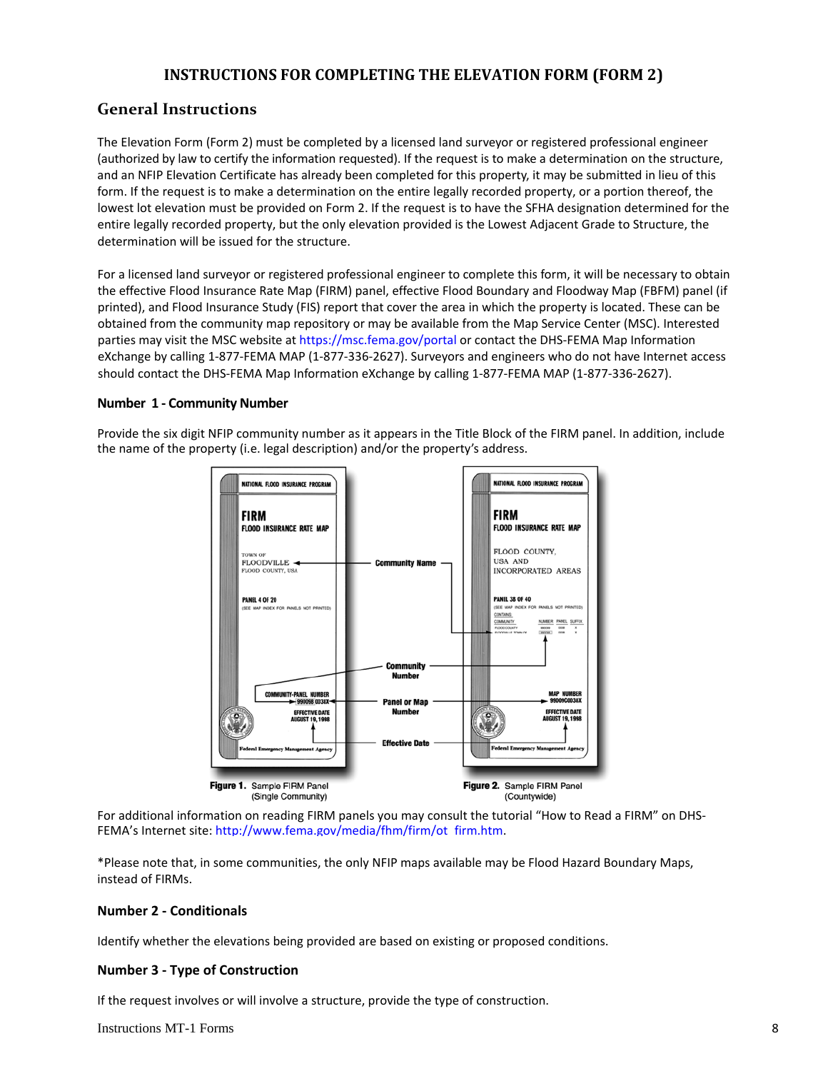## INSTRUCTIONS FOR COMPLETING THE ELEVATION FORM (FORM 2)

### General Instructions

The Elevation Form (Form 2) must be completed by a licensed land surveyor or registered professional engineer (authorized by law to certify the information requested). If the request is to make a determination on the structure, and an NFIP Elevation Certificate has already been completed for this property, it may be submitted in lieu of this form. If the request is to make a determination on the entire legally recorded property, or a portion thereof, the lowest lot elevation must be provided on Form 2. If the request is to have the SFHA designation determined for the entire legally recorded property, but the only elevation provided is the Lowest Adjacent Grade to Structure, the determination will be issued for the structure.

For a licensed land surveyor or registered professional engineer to complete this form, it will be necessary to obtain the effective Flood Insurance Rate Map (FIRM) panel, effective Flood Boundary and Floodway Map (FBFM) panel (if printed), and Flood Insurance Study (FIS) report that cover the area in which the property is located. These can be obtained from the community map repository or may be available from the Map Service Center (MSC). Interested parties may visit the MSC website at https://msc.fema.gov/portal or contact the DHS-FEMA Map Information eXchange by calling 1-877-FEMA MAP (1-877-336-2627). Surveyors and engineers who do not have Internet access should contact the DHS-FEMA Map Information eXchange by calling 1-877-FEMA MAP (1-877-336-2627).

#### Number 1 - Community Number

Provide the six digit NFIP community number as it appears in the Title Block of the FIRM panel. In addition, include the name of the property (i.e. legal description) and/or the property's address.

**Figure 1.** Sample FIRM Panel (Single Community)

**Figure 2.** Sample FIRM Panel (Countywide)

For additional information on reading FIRM panels you may consult the tutorial "How to Read a FIRM" on DHS-FEMA's Internet site: http://www.fema.gov/media/fhm/firm/ot_firm.htm.

*Please note that, in some communities, the only NFIP maps available may be Flood Hazard Boundary Maps, instead of FIRMs.

#### Number 2 - Conditionals

Identify whether the elevations being provided are based on existing or proposed conditions.

#### Number 3 - Type of Construction

If the request involves or will involve a structure, provide the type of construction.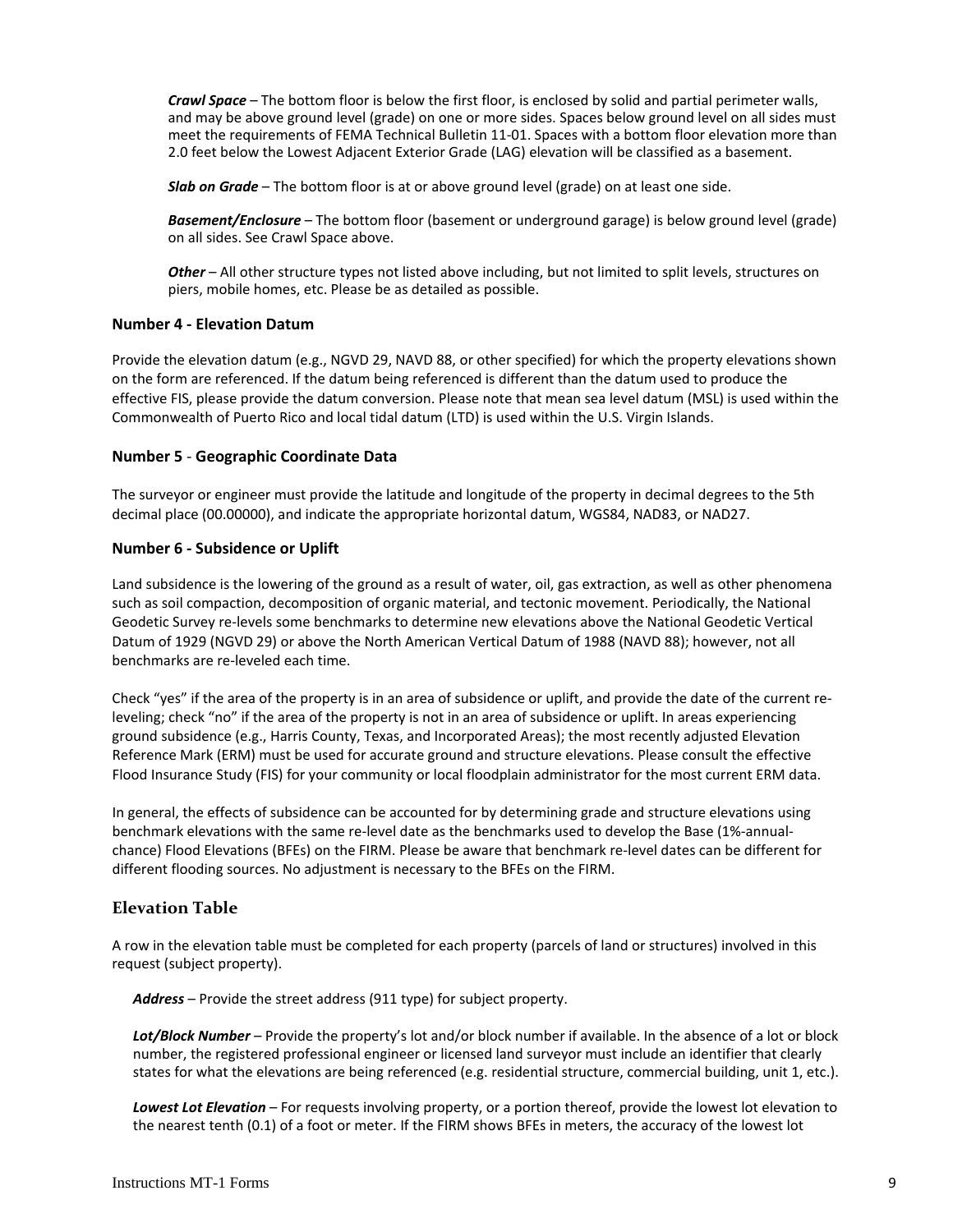***Crawl Space*** – The bottom floor is below the first floor, is enclosed by solid and partial perimeter walls, and may be above ground level (grade) on one or more sides. Spaces below ground level on all sides must meet the requirements of FEMA Technical Bulletin 11-01. Spaces with a bottom floor elevation more than 2.0 feet below the Lowest Adjacent Exterior Grade (LAG) elevation will be classified as a basement.

***Slab on Grade*** – The bottom floor is at or above ground level (grade) on at least one side.

***Basement/Enclosure*** – The bottom floor (basement or underground garage) is below ground level (grade) on all sides. See Crawl Space above.

***Other*** – All other structure types not listed above including, but not limited to split levels, structures on piers, mobile homes, etc. Please be as detailed as possible.

**Number 4 - Elevation Datum**

Provide the elevation datum (e.g., NGVD 29, NAVD 88, or other specified) for which the property elevations shown on the form are referenced. If the datum being referenced is different than the datum used to produce the effective FIS, please provide the datum conversion. Please note that mean sea level datum (MSL) is used within the Commonwealth of Puerto Rico and local tidal datum (LTD) is used within the U.S. Virgin Islands.

**Number 5** - **Geographic Coordinate Data**

The surveyor or engineer must provide the latitude and longitude of the property in decimal degrees to the 5th decimal place (00.00000), and indicate the appropriate horizontal datum, WGS84, NAD83, or NAD27.

**Number 6 - Subsidence or Uplift**

Land subsidence is the lowering of the ground as a result of water, oil, gas extraction, as well as other phenomena such as soil compaction, decomposition of organic material, and tectonic movement. Periodically, the National Geodetic Survey re-levels some benchmarks to determine new elevations above the National Geodetic Vertical Datum of 1929 (NGVD 29) or above the North American Vertical Datum of 1988 (NAVD 88); however, not all benchmarks are re-leveled each time.

Check "yes" if the area of the property is in an area of subsidence or uplift, and provide the date of the current re-leveling; check "no" if the area of the property is not in an area of subsidence or uplift. In areas experiencing ground subsidence (e.g., Harris County, Texas, and Incorporated Areas); the most recently adjusted Elevation Reference Mark (ERM) must be used for accurate ground and structure elevations. Please consult the effective Flood Insurance Study (FIS) for your community or local floodplain administrator for the most current ERM data.

In general, the effects of subsidence can be accounted for by determining grade and structure elevations using benchmark elevations with the same re-level date as the benchmarks used to develop the Base (1%-annual-chance) Flood Elevations (BFEs) on the FIRM. Please be aware that benchmark re-level dates can be different for different flooding sources. No adjustment is necessary to the BFEs on the FIRM.

## Elevation Table

A row in the elevation table must be completed for each property (parcels of land or structures) involved in this request (subject property).

***Address*** – Provide the street address (911 type) for subject property.

***Lot/Block Number*** – Provide the property's lot and/or block number if available. In the absence of a lot or block number, the registered professional engineer or licensed land surveyor must include an identifier that clearly states for what the elevations are being referenced (e.g. residential structure, commercial building, unit 1, etc.).

***Lowest Lot Elevation*** – For requests involving property, or a portion thereof, provide the lowest lot elevation to the nearest tenth (0.1) of a foot or meter. If the FIRM shows BFEs in meters, the accuracy of the lowest lot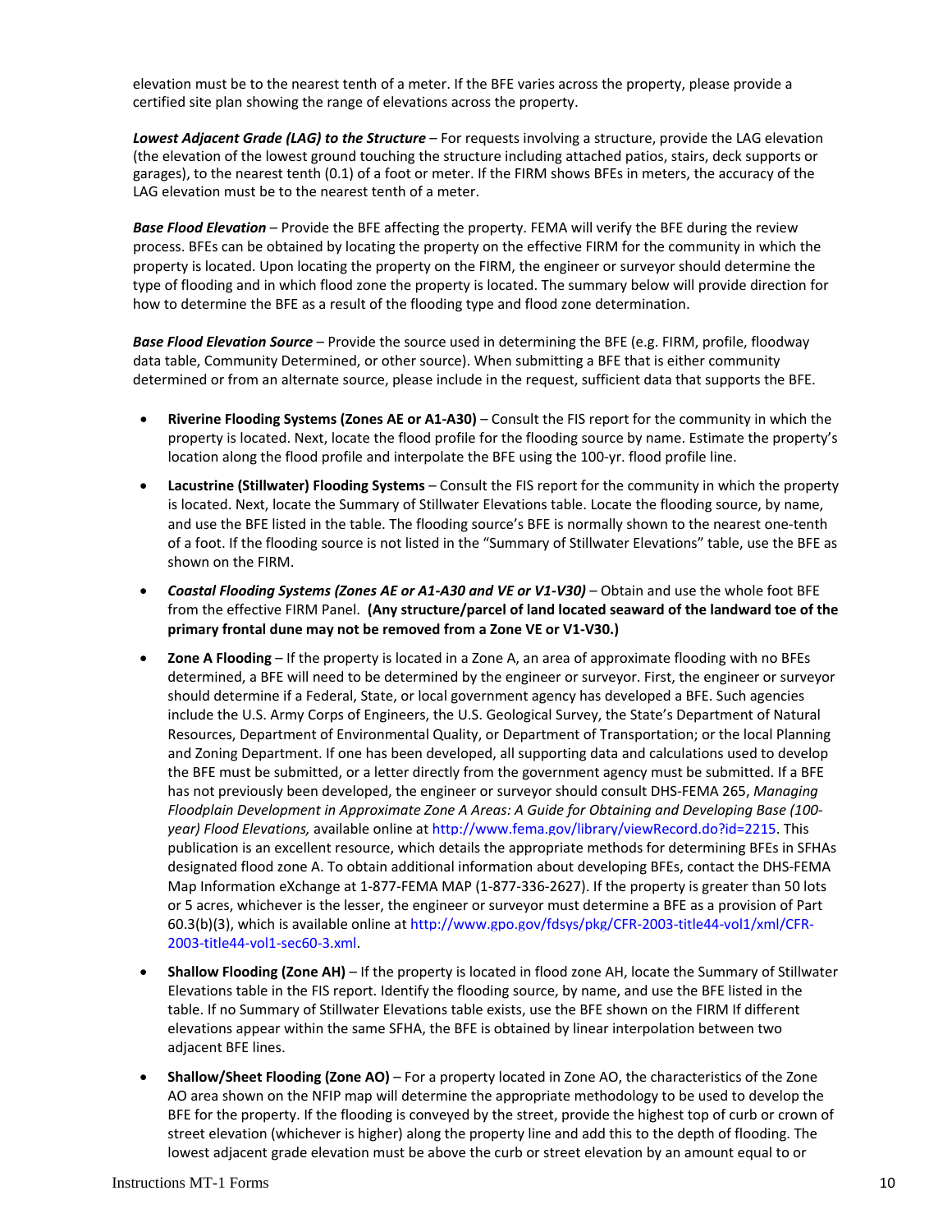elevation must be to the nearest tenth of a meter. If the BFE varies across the property, please provide a certified site plan showing the range of elevations across the property.

***Lowest Adjacent Grade (LAG) to the Structure*** – For requests involving a structure, provide the LAG elevation (the elevation of the lowest ground touching the structure including attached patios, stairs, deck supports or garages), to the nearest tenth (0.1) of a foot or meter. If the FIRM shows BFEs in meters, the accuracy of the LAG elevation must be to the nearest tenth of a meter.

***Base Flood Elevation*** – Provide the BFE affecting the property. FEMA will verify the BFE during the review process. BFEs can be obtained by locating the property on the effective FIRM for the community in which the property is located. Upon locating the property on the FIRM, the engineer or surveyor should determine the type of flooding and in which flood zone the property is located. The summary below will provide direction for how to determine the BFE as a result of the flooding type and flood zone determination.

***Base Flood Elevation Source*** – Provide the source used in determining the BFE (e.g. FIRM, profile, floodway data table, Community Determined, or other source). When submitting a BFE that is either community determined or from an alternate source, please include in the request, sufficient data that supports the BFE.

- **Riverine Flooding Systems (Zones AE or A1-A30)** – Consult the FIS report for the community in which the property is located. Next, locate the flood profile for the flooding source by name. Estimate the property's location along the flood profile and interpolate the BFE using the 100-yr. flood profile line.
- **Lacustrine (Stillwater) Flooding Systems** – Consult the FIS report for the community in which the property is located. Next, locate the Summary of Stillwater Elevations table. Locate the flooding source, by name, and use the BFE listed in the table. The flooding source's BFE is normally shown to the nearest one-tenth of a foot. If the flooding source is not listed in the "Summary of Stillwater Elevations" table, use the BFE as shown on the FIRM.
- ***Coastal Flooding Systems (Zones AE or A1-A30 and VE or V1-V30)*** – Obtain and use the whole foot BFE from the effective FIRM Panel. **(Any structure/parcel of land located seaward of the landward toe of the primary frontal dune may not be removed from a Zone VE or V1-V30.)**
- **Zone A Flooding** – If the property is located in a Zone A, an area of approximate flooding with no BFEs determined, a BFE will need to be determined by the engineer or surveyor. First, the engineer or surveyor should determine if a Federal, State, or local government agency has developed a BFE. Such agencies include the U.S. Army Corps of Engineers, the U.S. Geological Survey, the State's Department of Natural Resources, Department of Environmental Quality, or Department of Transportation; or the local Planning and Zoning Department. If one has been developed, all supporting data and calculations used to develop the BFE must be submitted, or a letter directly from the government agency must be submitted. If a BFE has not previously been developed, the engineer or surveyor should consult DHS-FEMA 265, *Managing Floodplain Development in Approximate Zone A Areas: A Guide for Obtaining and Developing Base (100-year) Flood Elevations,* available online at http://www.fema.gov/library/viewRecord.do?id=2215. This publication is an excellent resource, which details the appropriate methods for determining BFEs in SFHAs designated flood zone A. To obtain additional information about developing BFEs, contact the DHS-FEMA Map Information eXchange at 1-877-FEMA MAP (1-877-336-2627). If the property is greater than 50 lots or 5 acres, whichever is the lesser, the engineer or surveyor must determine a BFE as a provision of Part 60.3(b)(3), which is available online at http://www.gpo.gov/fdsys/pkg/CFR-2003-title44-vol1/xml/CFR-2003-title44-vol1-sec60-3.xml.
- **Shallow Flooding (Zone AH)** – If the property is located in flood zone AH, locate the Summary of Stillwater Elevations table in the FIS report. Identify the flooding source, by name, and use the BFE listed in the table. If no Summary of Stillwater Elevations table exists, use the BFE shown on the FIRM If different elevations appear within the same SFHA, the BFE is obtained by linear interpolation between two adjacent BFE lines.
- **Shallow/Sheet Flooding (Zone AO)** – For a property located in Zone AO, the characteristics of the Zone AO area shown on the NFIP map will determine the appropriate methodology to be used to develop the BFE for the property. If the flooding is conveyed by the street, provide the highest top of curb or crown of street elevation (whichever is higher) along the property line and add this to the depth of flooding. The lowest adjacent grade elevation must be above the curb or street elevation by an amount equal to or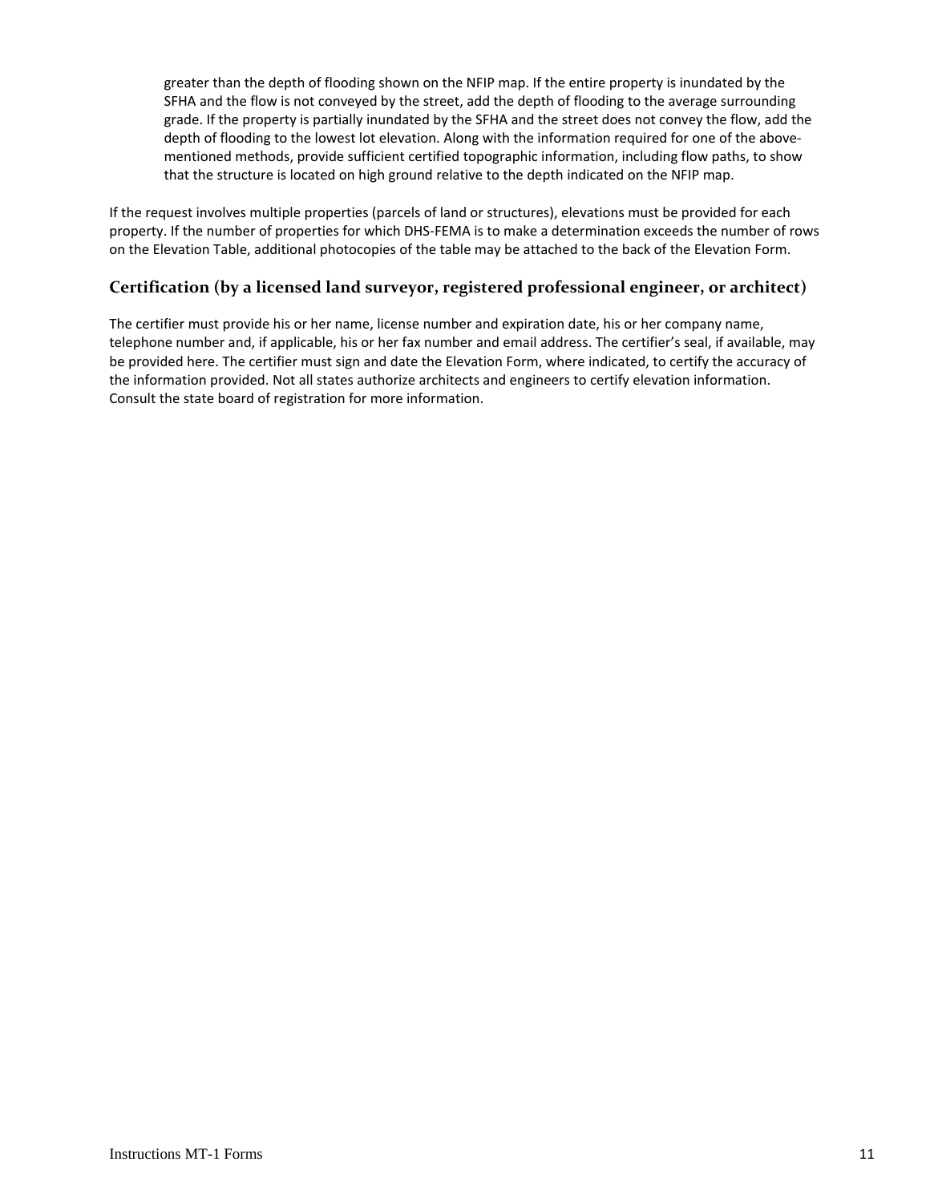greater than the depth of flooding shown on the NFIP map. If the entire property is inundated by the SFHA and the flow is not conveyed by the street, add the depth of flooding to the average surrounding grade. If the property is partially inundated by the SFHA and the street does not convey the flow, add the depth of flooding to the lowest lot elevation. Along with the information required for one of the above-mentioned methods, provide sufficient certified topographic information, including flow paths, to show that the structure is located on high ground relative to the depth indicated on the NFIP map.

If the request involves multiple properties (parcels of land or structures), elevations must be provided for each property. If the number of properties for which DHS-FEMA is to make a determination exceeds the number of rows on the Elevation Table, additional photocopies of the table may be attached to the back of the Elevation Form.

### Certification (by a licensed land surveyor, registered professional engineer, or architect)

The certifier must provide his or her name, license number and expiration date, his or her company name, telephone number and, if applicable, his or her fax number and email address. The certifier's seal, if available, may be provided here. The certifier must sign and date the Elevation Form, where indicated, to certify the accuracy of the information provided. Not all states authorize architects and engineers to certify elevation information. Consult the state board of registration for more information.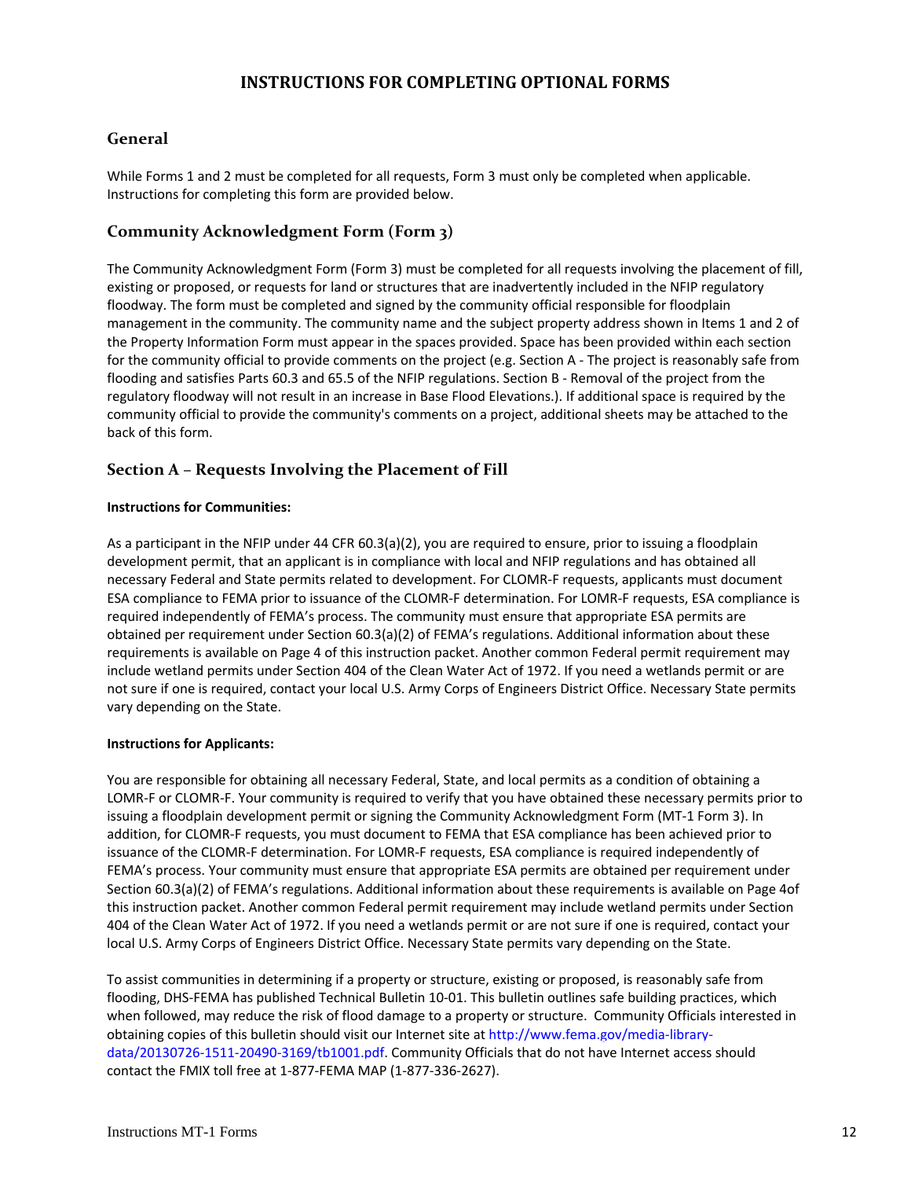# INSTRUCTIONS FOR COMPLETING OPTIONAL FORMS

## General

While Forms 1 and 2 must be completed for all requests, Form 3 must only be completed when applicable. Instructions for completing this form are provided below.

## Community Acknowledgment Form (Form 3)

The Community Acknowledgment Form (Form 3) must be completed for all requests involving the placement of fill, existing or proposed, or requests for land or structures that are inadvertently included in the NFIP regulatory floodway. The form must be completed and signed by the community official responsible for floodplain management in the community. The community name and the subject property address shown in Items 1 and 2 of the Property Information Form must appear in the spaces provided. Space has been provided within each section for the community official to provide comments on the project (e.g. Section A - The project is reasonably safe from flooding and satisfies Parts 60.3 and 65.5 of the NFIP regulations. Section B - Removal of the project from the regulatory floodway will not result in an increase in Base Flood Elevations.). If additional space is required by the community official to provide the community's comments on a project, additional sheets may be attached to the back of this form.

## Section A – Requests Involving the Placement of Fill

**Instructions for Communities:**

As a participant in the NFIP under 44 CFR 60.3(a)(2), you are required to ensure, prior to issuing a floodplain development permit, that an applicant is in compliance with local and NFIP regulations and has obtained all necessary Federal and State permits related to development. For CLOMR-F requests, applicants must document ESA compliance to FEMA prior to issuance of the CLOMR-F determination. For LOMR-F requests, ESA compliance is required independently of FEMA's process. The community must ensure that appropriate ESA permits are obtained per requirement under Section 60.3(a)(2) of FEMA's regulations. Additional information about these requirements is available on Page 4 of this instruction packet. Another common Federal permit requirement may include wetland permits under Section 404 of the Clean Water Act of 1972. If you need a wetlands permit or are not sure if one is required, contact your local U.S. Army Corps of Engineers District Office. Necessary State permits vary depending on the State.

**Instructions for Applicants:**

You are responsible for obtaining all necessary Federal, State, and local permits as a condition of obtaining a LOMR-F or CLOMR-F. Your community is required to verify that you have obtained these necessary permits prior to issuing a floodplain development permit or signing the Community Acknowledgment Form (MT-1 Form 3). In addition, for CLOMR-F requests, you must document to FEMA that ESA compliance has been achieved prior to issuance of the CLOMR-F determination. For LOMR-F requests, ESA compliance is required independently of FEMA's process. Your community must ensure that appropriate ESA permits are obtained per requirement under Section 60.3(a)(2) of FEMA's regulations. Additional information about these requirements is available on Page 4of this instruction packet. Another common Federal permit requirement may include wetland permits under Section 404 of the Clean Water Act of 1972. If you need a wetlands permit or are not sure if one is required, contact your local U.S. Army Corps of Engineers District Office. Necessary State permits vary depending on the State.

To assist communities in determining if a property or structure, existing or proposed, is reasonably safe from flooding, DHS-FEMA has published Technical Bulletin 10-01. This bulletin outlines safe building practices, which when followed, may reduce the risk of flood damage to a property or structure. Community Officials interested in obtaining copies of this bulletin should visit our Internet site at http://www.fema.gov/media-library-data/20130726-1511-20490-3169/tb1001.pdf. Community Officials that do not have Internet access should contact the FMIX toll free at 1-877-FEMA MAP (1-877-336-2627).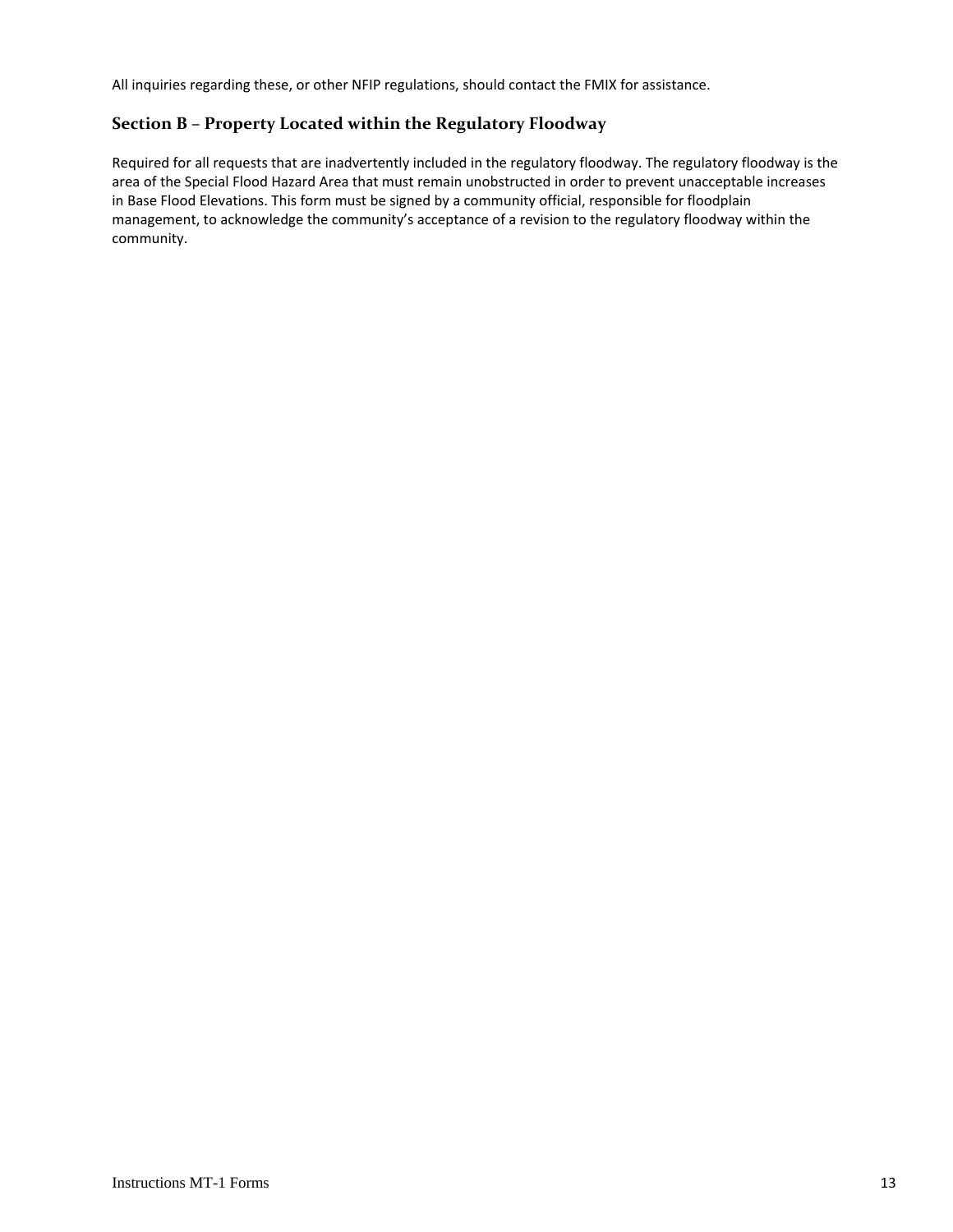All inquiries regarding these, or other NFIP regulations, should contact the FMIX for assistance.

## Section B – Property Located within the Regulatory Floodway

Required for all requests that are inadvertently included in the regulatory floodway. The regulatory floodway is the area of the Special Flood Hazard Area that must remain unobstructed in order to prevent unacceptable increases in Base Flood Elevations. This form must be signed by a community official, responsible for floodplain management, to acknowledge the community's acceptance of a revision to the regulatory floodway within the community.